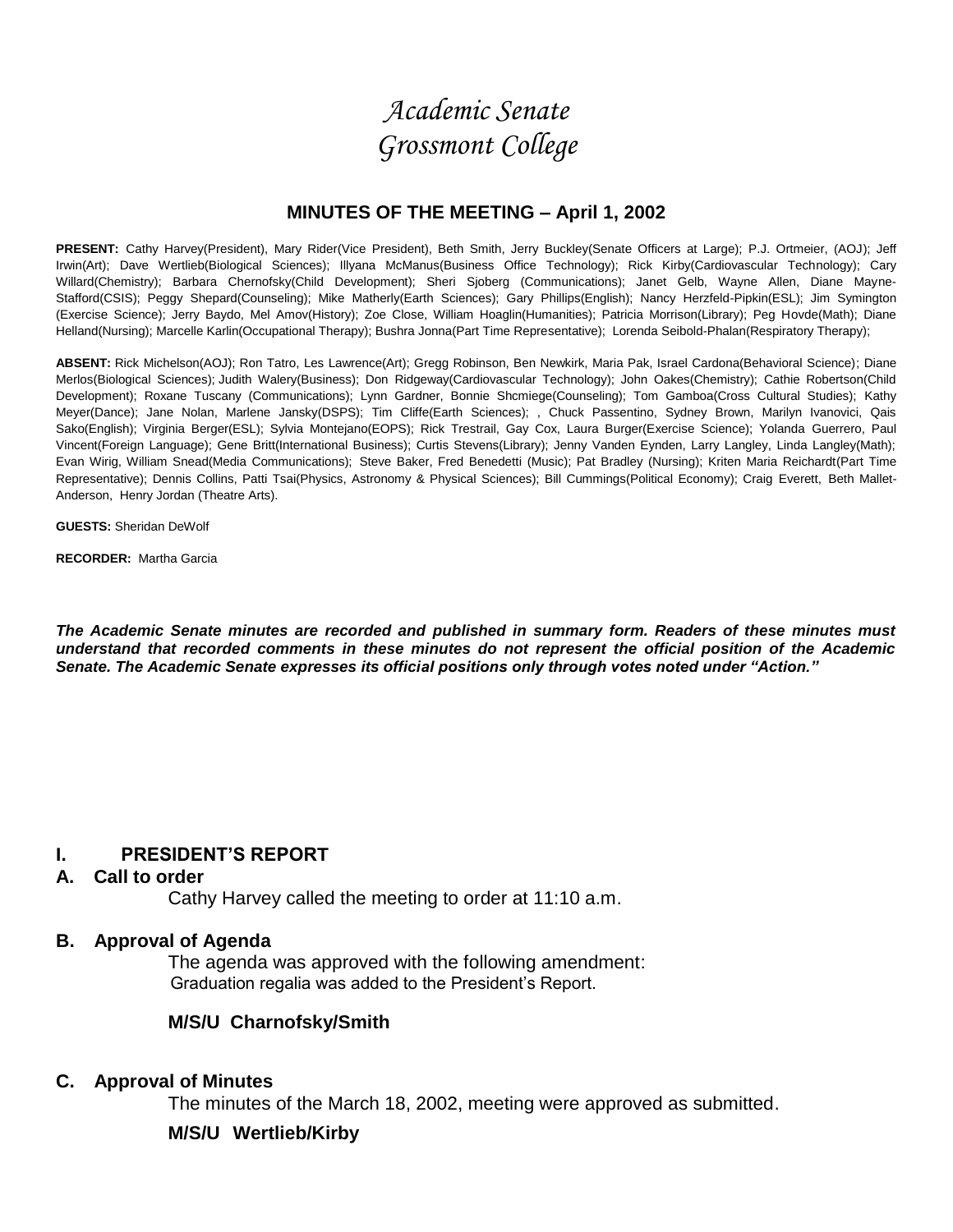# *Academic Senate*
# *Grossmont College*

## MINUTES OF THE MEETING – April 1, 2002

**PRESENT:** Cathy Harvey(President), Mary Rider(Vice President), Beth Smith, Jerry Buckley(Senate Officers at Large); P.J. Ortmeier, (AOJ); Jeff Irwin(Art); Dave Wertlieb(Biological Sciences); Illyana McManus(Business Office Technology); Rick Kirby(Cardiovascular Technology); Cary Willard(Chemistry); Barbara Chernofsky(Child Development); Sheri Sjoberg (Communications); Janet Gelb, Wayne Allen, Diane Mayne-Stafford(CSIS); Peggy Shepard(Counseling); Mike Matherly(Earth Sciences); Gary Phillips(English); Nancy Herzfeld-Pipkin(ESL); Jim Symington (Exercise Science); Jerry Baydo, Mel Amov(History); Zoe Close, William Hoaglin(Humanities); Patricia Morrison(Library); Peg Hovde(Math); Diane Helland(Nursing); Marcelle Karlin(Occupational Therapy); Bushra Jonna(Part Time Representative); Lorenda Seibold-Phalan(Respiratory Therapy);

**ABSENT:** Rick Michelson(AOJ); Ron Tatro, Les Lawrence(Art); Gregg Robinson, Ben Newkirk, Maria Pak, Israel Cardona(Behavioral Science); Diane Merlos(Biological Sciences); Judith Walery(Business); Don Ridgeway(Cardiovascular Technology); John Oakes(Chemistry); Cathie Robertson(Child Development); Roxane Tuscany (Communications); Lynn Gardner, Bonnie Shcmiege(Counseling); Tom Gamboa(Cross Cultural Studies); Kathy Meyer(Dance); Jane Nolan, Marlene Jansky(DSPS); Tim Cliffe(Earth Sciences); , Chuck Passentino, Sydney Brown, Marilyn Ivanovici, Qais Sako(English); Virginia Berger(ESL); Sylvia Montejano(EOPS); Rick Trestrail, Gay Cox, Laura Burger(Exercise Science); Yolanda Guerrero, Paul Vincent(Foreign Language); Gene Britt(International Business); Curtis Stevens(Library); Jenny Vanden Eynden, Larry Langley, Linda Langley(Math); Evan Wirig, William Snead(Media Communications); Steve Baker, Fred Benedetti (Music); Pat Bradley (Nursing); Kriten Maria Reichardt(Part Time Representative); Dennis Collins, Patti Tsai(Physics, Astronomy & Physical Sciences); Bill Cummings(Political Economy); Craig Everett, Beth Mallet-Anderson, Henry Jordan (Theatre Arts).

**GUESTS:** Sheridan DeWolf

**RECORDER:** Martha Garcia

***The Academic Senate minutes are recorded and published in summary form. Readers of these minutes must understand that recorded comments in these minutes do not represent the official position of the Academic Senate. The Academic Senate expresses its official positions only through votes noted under "Action."***

## I. PRESIDENT'S REPORT

### A. Call to order

Cathy Harvey called the meeting to order at 11:10 a.m.

### B. Approval of Agenda

The agenda was approved with the following amendment:
Graduation regalia was added to the President's Report.

**M/S/U Charnofsky/Smith**

### C. Approval of Minutes

The minutes of the March 18, 2002, meeting were approved as submitted.

**M/S/U Wertlieb/Kirby**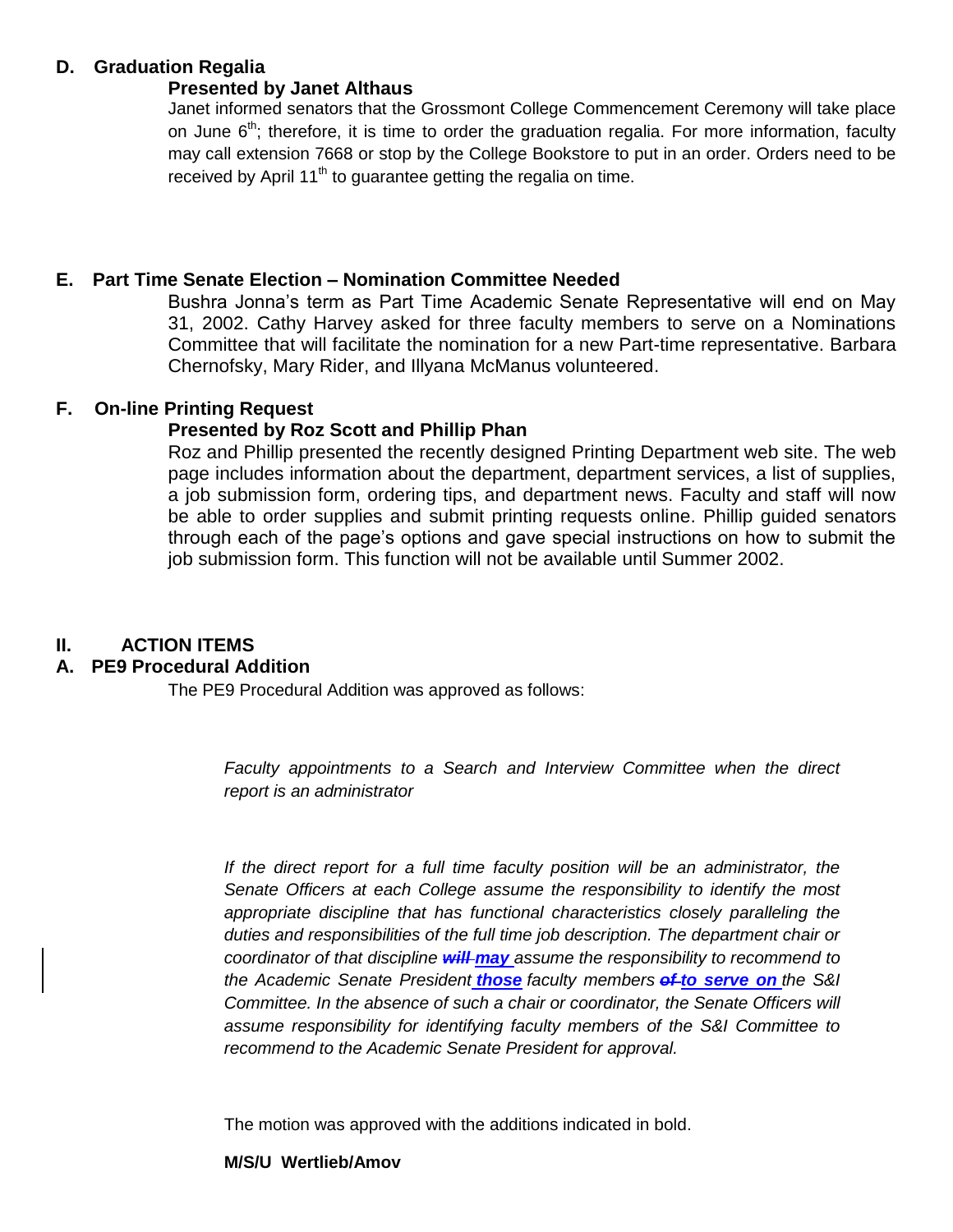### D. Graduation Regalia

**Presented by Janet Althaus**

Janet informed senators that the Grossmont College Commencement Ceremony will take place on June 6th; therefore, it is time to order the graduation regalia. For more information, faculty may call extension 7668 or stop by the College Bookstore to put in an order. Orders need to be received by April 11th to guarantee getting the regalia on time.

### E. Part Time Senate Election – Nomination Committee Needed

Bushra Jonna's term as Part Time Academic Senate Representative will end on May 31, 2002. Cathy Harvey asked for three faculty members to serve on a Nominations Committee that will facilitate the nomination for a new Part-time representative. Barbara Chernofsky, Mary Rider, and Illyana McManus volunteered.

### F. On-line Printing Request

**Presented by Roz Scott and Phillip Phan**

Roz and Phillip presented the recently designed Printing Department web site. The web page includes information about the department, department services, a list of supplies, a job submission form, ordering tips, and department news. Faculty and staff will now be able to order supplies and submit printing requests online. Phillip guided senators through each of the page's options and gave special instructions on how to submit the job submission form. This function will not be available until Summer 2002.

## II. ACTION ITEMS

### A. PE9 Procedural Addition

The PE9 Procedural Addition was approved as follows:

*Faculty appointments to a Search and Interview Committee when the direct report is an administrator*

*If the direct report for a full time faculty position will be an administrator, the Senate Officers at each College assume the responsibility to identify the most appropriate discipline that has functional characteristics closely paralleling the duties and responsibilities of the full time job description. The department chair or coordinator of that discipline ~~will~~ **may** assume the responsibility to recommend to the Academic Senate President **those** faculty members ~~of~~ **to serve on** the S&I Committee. In the absence of such a chair or coordinator, the Senate Officers will assume responsibility for identifying faculty members of the S&I Committee to recommend to the Academic Senate President for approval.*

The motion was approved with the additions indicated in bold.

**M/S/U Wertlieb/Amov**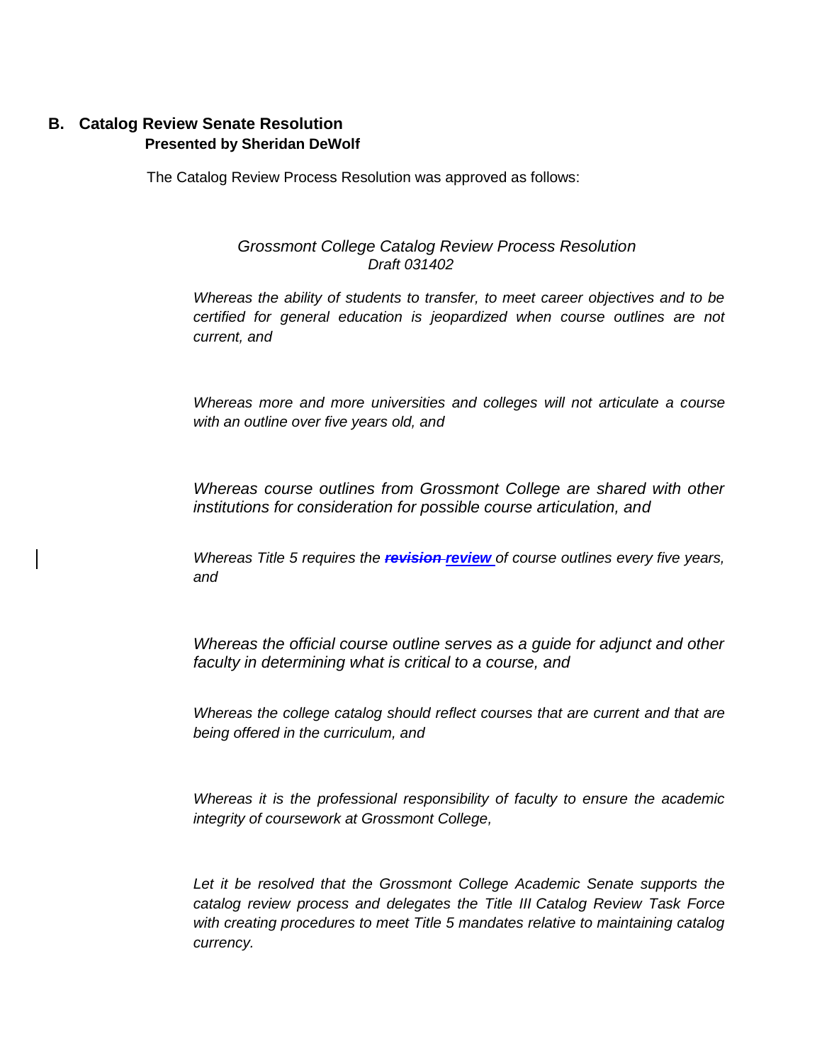## B. Catalog Review Senate Resolution

**Presented by Sheridan DeWolf**

The Catalog Review Process Resolution was approved as follows:

*Grossmont College Catalog Review Process Resolution*
*Draft 031402*

*Whereas the ability of students to transfer, to meet career objectives and to be certified for general education is jeopardized when course outlines are not current, and*

*Whereas more and more universities and colleges will not articulate a course with an outline over five years old, and*

*Whereas course outlines from Grossmont College are shared with other institutions for consideration for possible course articulation, and*

*Whereas Title 5 requires the ~~revision~~ review of course outlines every five years, and*

*Whereas the official course outline serves as a guide for adjunct and other faculty in determining what is critical to a course, and*

*Whereas the college catalog should reflect courses that are current and that are being offered in the curriculum, and*

*Whereas it is the professional responsibility of faculty to ensure the academic integrity of coursework at Grossmont College,*

*Let it be resolved that the Grossmont College Academic Senate supports the catalog review process and delegates the Title III Catalog Review Task Force with creating procedures to meet Title 5 mandates relative to maintaining catalog currency.*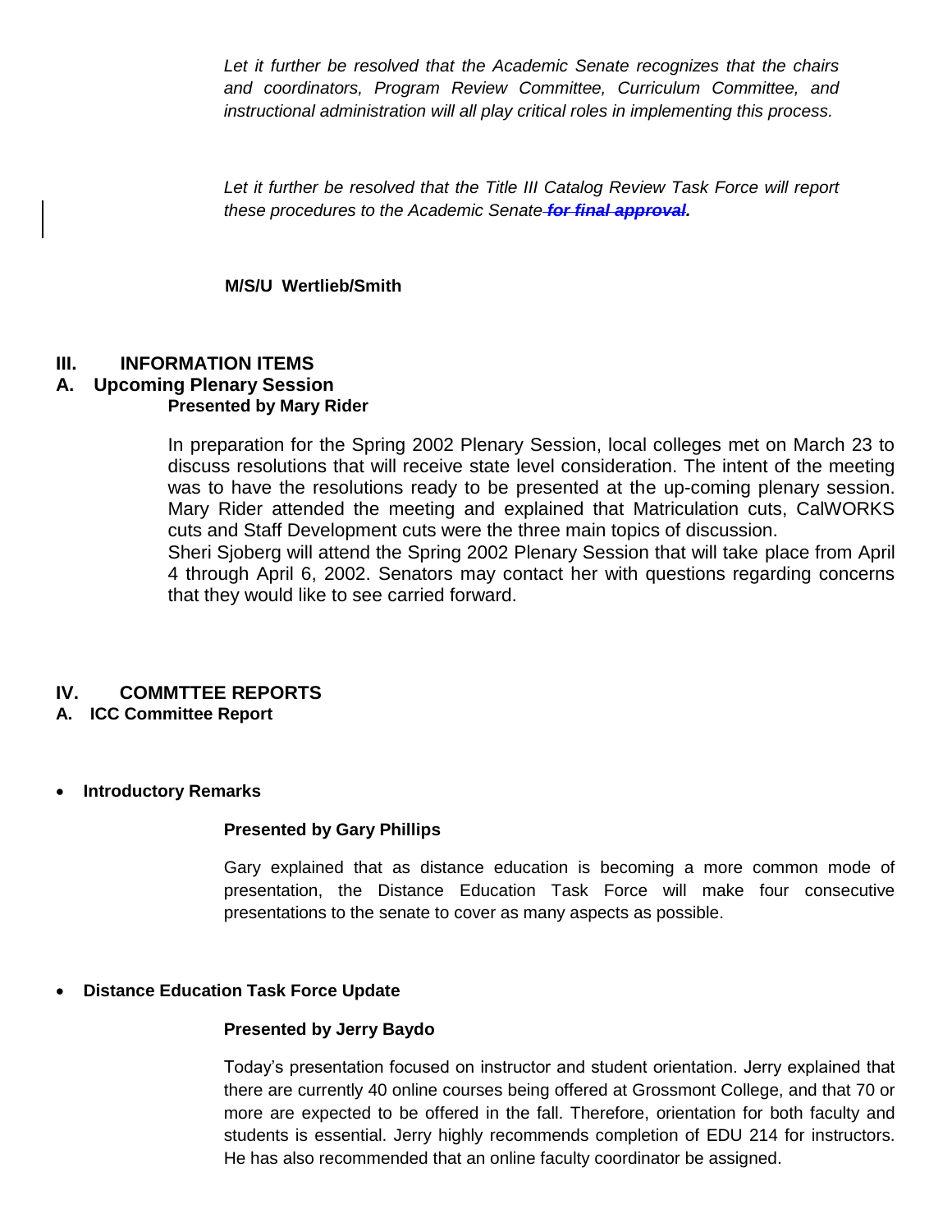*Let it further be resolved that the Academic Senate recognizes that the chairs and coordinators, Program Review Committee, Curriculum Committee, and instructional administration will all play critical roles in implementing this process.*

*Let it further be resolved that the Title III Catalog Review Task Force will report these procedures to the Academic Senate ~~**for final approval**~~.*

**M/S/U Wertlieb/Smith**

## III. INFORMATION ITEMS

### A. Upcoming Plenary Session

**Presented by Mary Rider**

In preparation for the Spring 2002 Plenary Session, local colleges met on March 23 to discuss resolutions that will receive state level consideration. The intent of the meeting was to have the resolutions ready to be presented at the up-coming plenary session. Mary Rider attended the meeting and explained that Matriculation cuts, CalWORKS cuts and Staff Development cuts were the three main topics of discussion.
Sheri Sjoberg will attend the Spring 2002 Plenary Session that will take place from April 4 through April 6, 2002. Senators may contact her with questions regarding concerns that they would like to see carried forward.

## IV. COMMTTEE REPORTS

### A. ICC Committee Report

- **Introductory Remarks**

**Presented by Gary Phillips**

Gary explained that as distance education is becoming a more common mode of presentation, the Distance Education Task Force will make four consecutive presentations to the senate to cover as many aspects as possible.

- **Distance Education Task Force Update**

**Presented by Jerry Baydo**

Today's presentation focused on instructor and student orientation. Jerry explained that there are currently 40 online courses being offered at Grossmont College, and that 70 or more are expected to be offered in the fall. Therefore, orientation for both faculty and students is essential. Jerry highly recommends completion of EDU 214 for instructors. He has also recommended that an online faculty coordinator be assigned.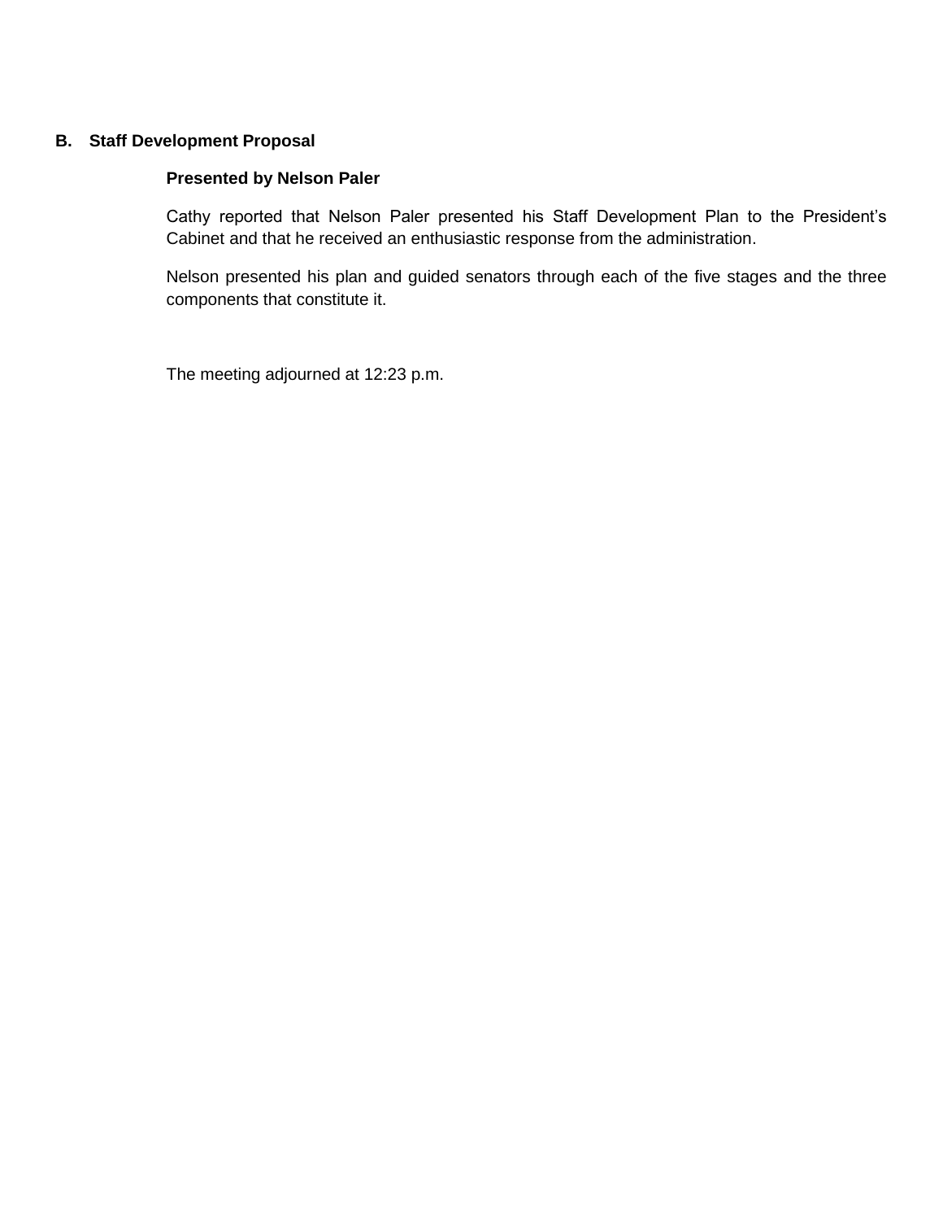### B. Staff Development Proposal

**Presented by Nelson Paler**

Cathy reported that Nelson Paler presented his Staff Development Plan to the President's Cabinet and that he received an enthusiastic response from the administration.

Nelson presented his plan and guided senators through each of the five stages and the three components that constitute it.

The meeting adjourned at 12:23 p.m.